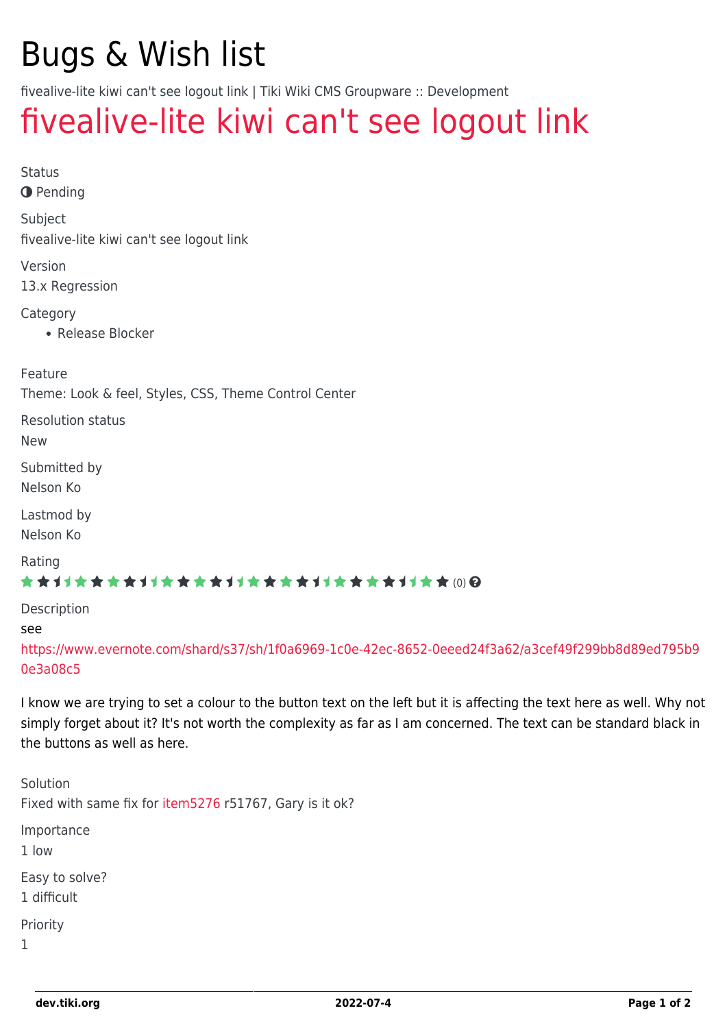# Bugs & Wish list

fivealive-lite kiwi can't see logout link | Tiki Wiki CMS Groupware :: Development

## fivealive-lite kiwi can't see logout link

Status

Pending

Subject

fivealive-lite kiwi can't see logout link

Version

13.x Regression

Category

- Release Blocker

Feature

Theme: Look & feel, Styles, CSS, Theme Control Center

Resolution status

New

Submitted by

Nelson Ko

Lastmod by

Nelson Ko

Rating

(0)

Description

see

https://www.evernote.com/shard/s37/sh/1f0a6969-1c0e-42ec-8652-0eeed24f3a62/a3cef49f299bb8d89ed795b90e3a08c5

I know we are trying to set a colour to the button text on the left but it is affecting the text here as well. Why not simply forget about it? It's not worth the complexity as far as I am concerned. The text can be standard black in the buttons as well as here.

Solution

Fixed with same fix for item5276 r51767, Gary is it ok?

Importance

1 low

Easy to solve?

1 difficult

Priority

1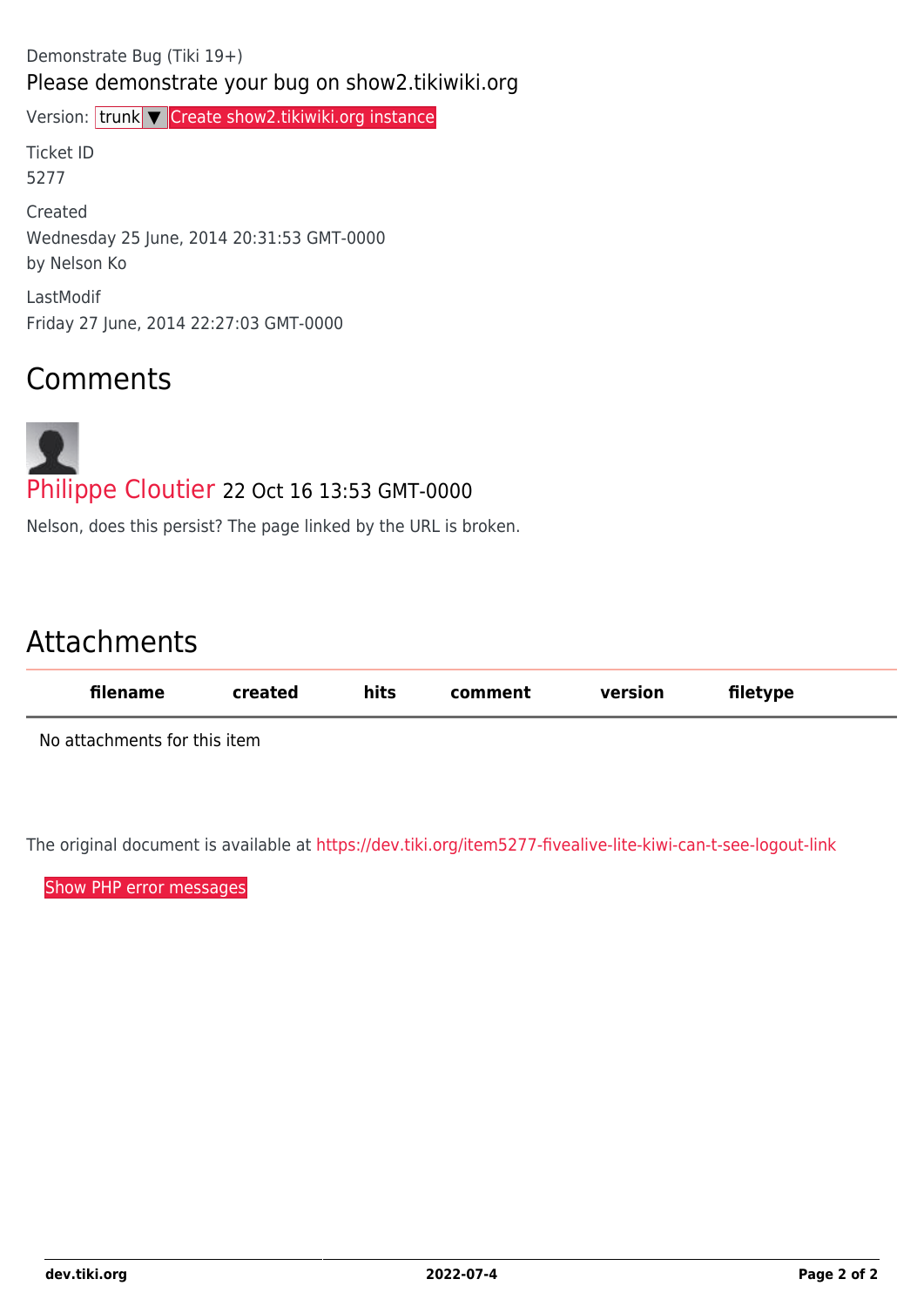Demonstrate Bug (Tiki 19+)

Please demonstrate your bug on show2.tikiwiki.org

Version: trunk ▼ Create show2.tikiwiki.org instance

Ticket ID

5277

Created

Wednesday 25 June, 2014 20:31:53 GMT-0000

by Nelson Ko

LastModif

Friday 27 June, 2014 22:27:03 GMT-0000

## Comments

Philippe Cloutier 22 Oct 16 13:53 GMT-0000

Nelson, does this persist? The page linked by the URL is broken.

## Attachments

| filename | created | hits | comment | version | filetype |
|---|---|---|---|---|---|
| No attachments for this item | | | | | |

The original document is available at https://dev.tiki.org/item5277-fivealive-lite-kiwi-can-t-see-logout-link

Show PHP error messages